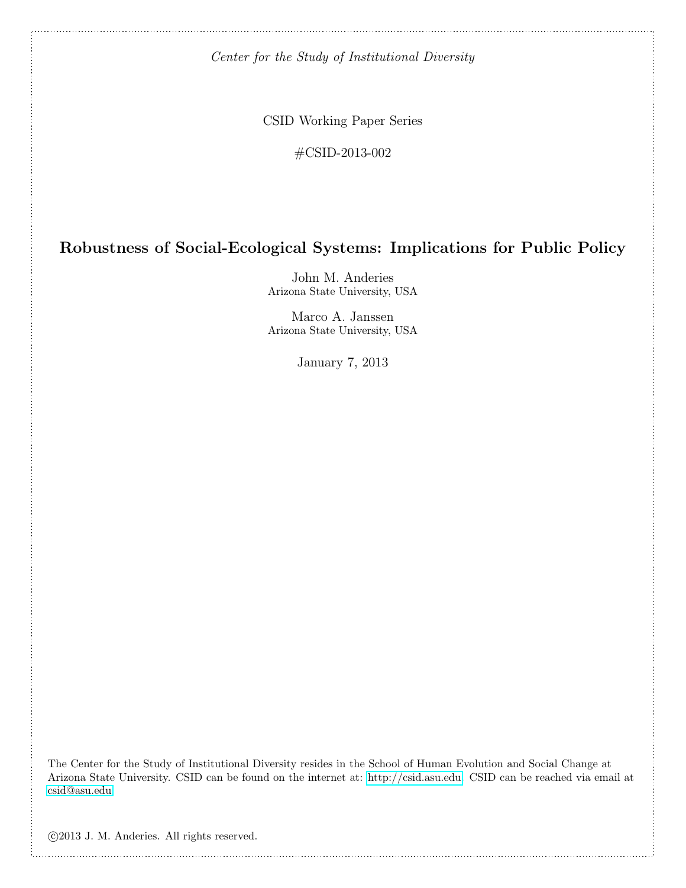*Center for the Study of Institutional Diversity*

CSID Working Paper Series

#CSID-2013-002

# Robustness of Social-Ecological Systems: Implications for Public Policy

John M. Anderies
Arizona State University, USA

Marco A. Janssen
Arizona State University, USA

January 7, 2013

The Center for the Study of Institutional Diversity resides in the School of Human Evolution and Social Change at Arizona State University. CSID can be found on the internet at: http://csid.asu.edu. CSID can be reached via email at csid@asu.edu

©2013 J. M. Anderies. All rights reserved.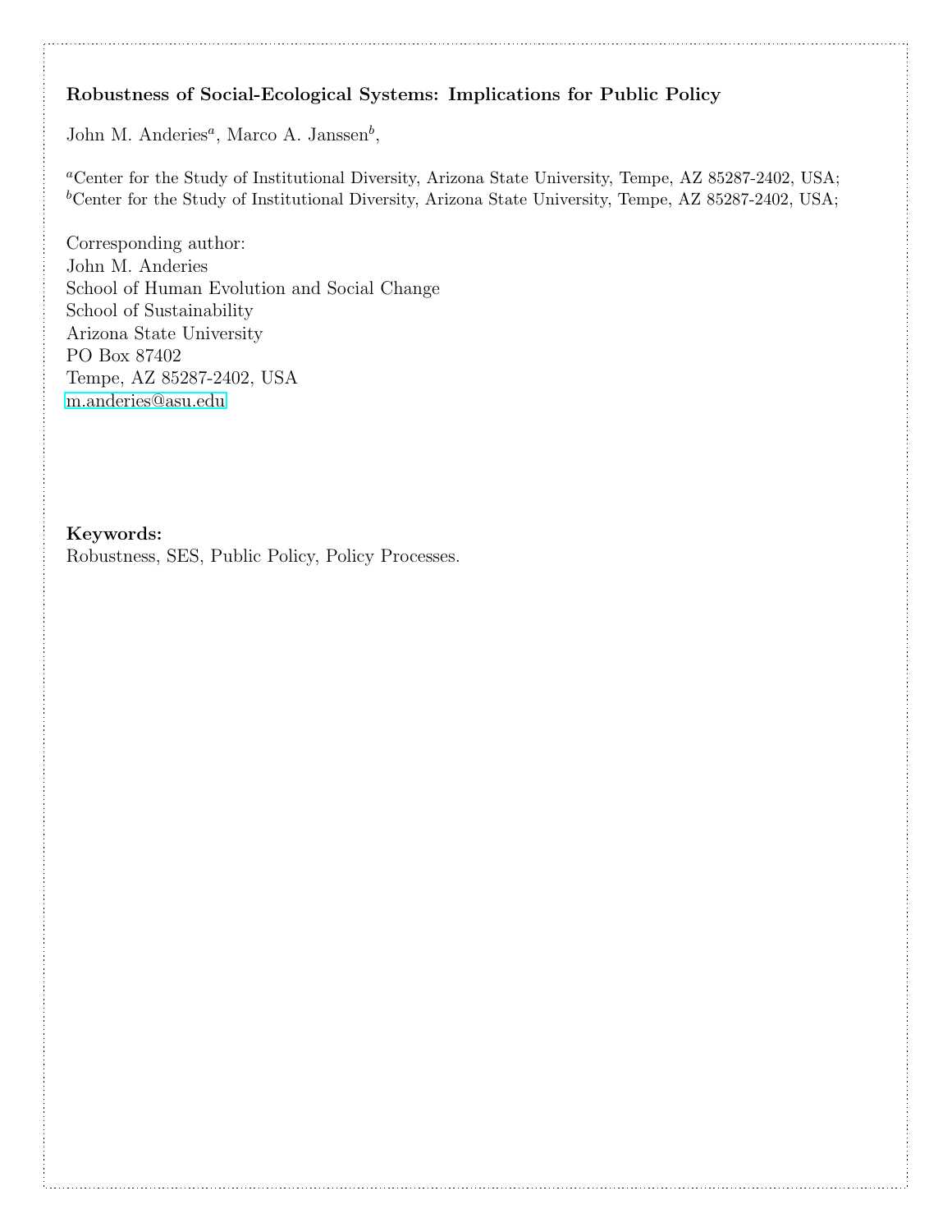**Robustness of Social-Ecological Systems: Implications for Public Policy**

John M. Anderies[a], Marco A. Janssen[b],

[a]Center for the Study of Institutional Diversity, Arizona State University, Tempe, AZ 85287-2402, USA;
[b]Center for the Study of Institutional Diversity, Arizona State University, Tempe, AZ 85287-2402, USA;

Corresponding author:
John M. Anderies
School of Human Evolution and Social Change
School of Sustainability
Arizona State University
PO Box 87402
Tempe, AZ 85287-2402, USA
m.anderies@asu.edu

**Keywords:**
Robustness, SES, Public Policy, Policy Processes.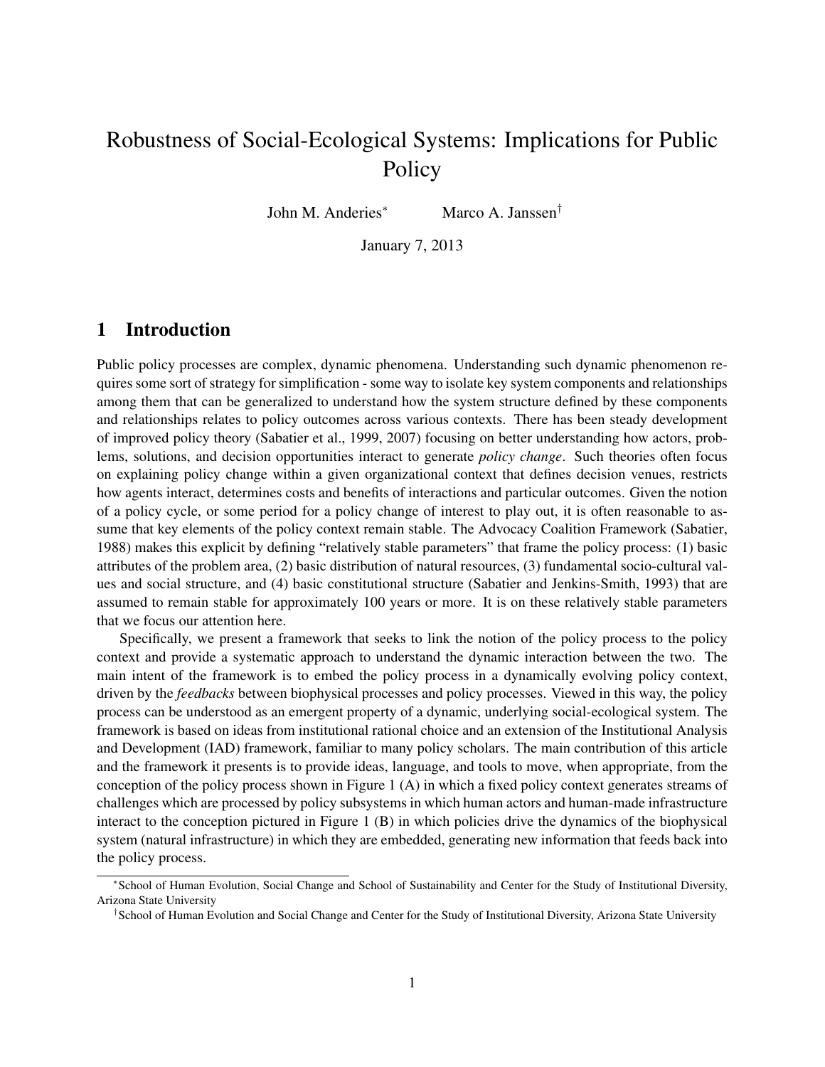# Robustness of Social-Ecological Systems: Implications for Public Policy

John M. Anderies[*] Marco A. Janssen[†]

January 7, 2013

## 1 Introduction

Public policy processes are complex, dynamic phenomena. Understanding such dynamic phenomenon requires some sort of strategy for simplification - some way to isolate key system components and relationships among them that can be generalized to understand how the system structure defined by these components and relationships relates to policy outcomes across various contexts. There has been steady development of improved policy theory (Sabatier et al., 1999, 2007) focusing on better understanding how actors, problems, solutions, and decision opportunities interact to generate *policy change*. Such theories often focus on explaining policy change within a given organizational context that defines decision venues, restricts how agents interact, determines costs and benefits of interactions and particular outcomes. Given the notion of a policy cycle, or some period for a policy change of interest to play out, it is often reasonable to assume that key elements of the policy context remain stable. The Advocacy Coalition Framework (Sabatier, 1988) makes this explicit by defining "relatively stable parameters" that frame the policy process: (1) basic attributes of the problem area, (2) basic distribution of natural resources, (3) fundamental socio-cultural values and social structure, and (4) basic constitutional structure (Sabatier and Jenkins-Smith, 1993) that are assumed to remain stable for approximately 100 years or more. It is on these relatively stable parameters that we focus our attention here.

Specifically, we present a framework that seeks to link the notion of the policy process to the policy context and provide a systematic approach to understand the dynamic interaction between the two. The main intent of the framework is to embed the policy process in a dynamically evolving policy context, driven by the *feedbacks* between biophysical processes and policy processes. Viewed in this way, the policy process can be understood as an emergent property of a dynamic, underlying social-ecological system. The framework is based on ideas from institutional rational choice and an extension of the Institutional Analysis and Development (IAD) framework, familiar to many policy scholars. The main contribution of this article and the framework it presents is to provide ideas, language, and tools to move, when appropriate, from the conception of the policy process shown in Figure 1 (A) in which a fixed policy context generates streams of challenges which are processed by policy subsystems in which human actors and human-made infrastructure interact to the conception pictured in Figure 1 (B) in which policies drive the dynamics of the biophysical system (natural infrastructure) in which they are embedded, generating new information that feeds back into the policy process.

[*] School of Human Evolution, Social Change and School of Sustainability and Center for the Study of Institutional Diversity, Arizona State University

[†] School of Human Evolution and Social Change and Center for the Study of Institutional Diversity, Arizona State University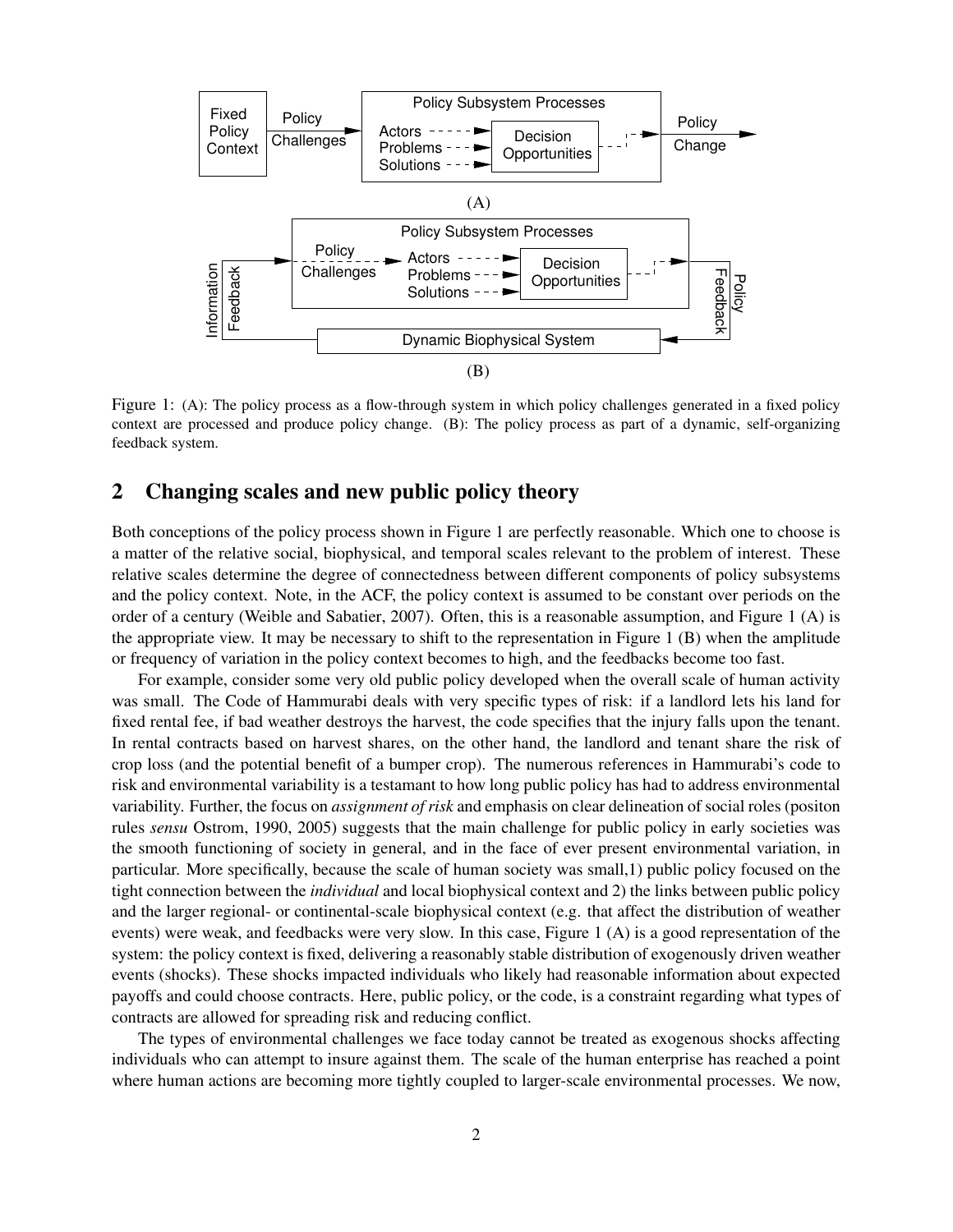Figure 1: (A): The policy process as a flow-through system in which policy challenges generated in a fixed policy context are processed and produce policy change. (B): The policy process as part of a dynamic, self-organizing feedback system.

## 2 Changing scales and new public policy theory

Both conceptions of the policy process shown in Figure 1 are perfectly reasonable. Which one to choose is a matter of the relative social, biophysical, and temporal scales relevant to the problem of interest. These relative scales determine the degree of connectedness between different components of policy subsystems and the policy context. Note, in the ACF, the policy context is assumed to be constant over periods on the order of a century (Weible and Sabatier, 2007). Often, this is a reasonable assumption, and Figure 1 (A) is the appropriate view. It may be necessary to shift to the representation in Figure 1 (B) when the amplitude or frequency of variation in the policy context becomes to high, and the feedbacks become too fast.

For example, consider some very old public policy developed when the overall scale of human activity was small. The Code of Hammurabi deals with very specific types of risk: if a landlord lets his land for fixed rental fee, if bad weather destroys the harvest, the code specifies that the injury falls upon the tenant. In rental contracts based on harvest shares, on the other hand, the landlord and tenant share the risk of crop loss (and the potential benefit of a bumper crop). The numerous references in Hammurabi's code to risk and environmental variability is a testamant to how long public policy has had to address environmental variability. Further, the focus on *assignment of risk* and emphasis on clear delineation of social roles (positon rules *sensu* Ostrom, 1990, 2005) suggests that the main challenge for public policy in early societies was the smooth functioning of society in general, and in the face of ever present environmental variation, in particular. More specifically, because the scale of human society was small,1) public policy focused on the tight connection between the *individual* and local biophysical context and 2) the links between public policy and the larger regional- or continental-scale biophysical context (e.g. that affect the distribution of weather events) were weak, and feedbacks were very slow. In this case, Figure 1 (A) is a good representation of the system: the policy context is fixed, delivering a reasonably stable distribution of exogenously driven weather events (shocks). These shocks impacted individuals who likely had reasonable information about expected payoffs and could choose contracts. Here, public policy, or the code, is a constraint regarding what types of contracts are allowed for spreading risk and reducing conflict.

The types of environmental challenges we face today cannot be treated as exogenous shocks affecting individuals who can attempt to insure against them. The scale of the human enterprise has reached a point where human actions are becoming more tightly coupled to larger-scale environmental processes. We now,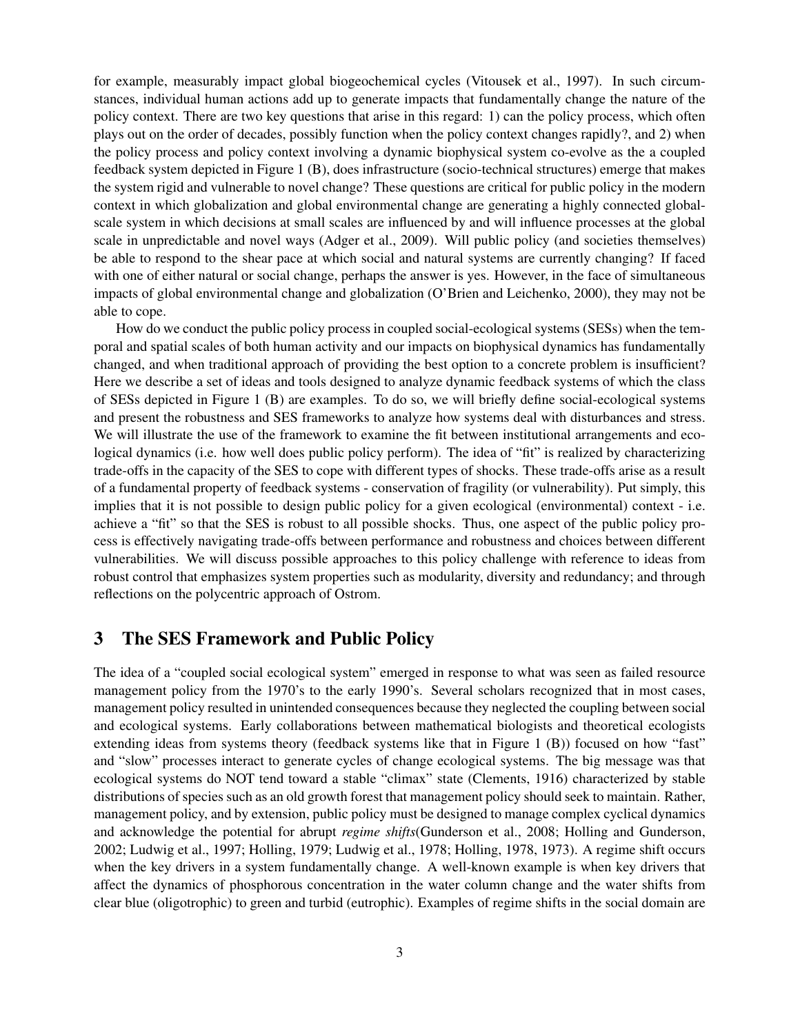for example, measurably impact global biogeochemical cycles (Vitousek et al., 1997). In such circumstances, individual human actions add up to generate impacts that fundamentally change the nature of the policy context. There are two key questions that arise in this regard: 1) can the policy process, which often plays out on the order of decades, possibly function when the policy context changes rapidly?, and 2) when the policy process and policy context involving a dynamic biophysical system co-evolve as the a coupled feedback system depicted in Figure 1 (B), does infrastructure (socio-technical structures) emerge that makes the system rigid and vulnerable to novel change? These questions are critical for public policy in the modern context in which globalization and global environmental change are generating a highly connected global-scale system in which decisions at small scales are influenced by and will influence processes at the global scale in unpredictable and novel ways (Adger et al., 2009). Will public policy (and societies themselves) be able to respond to the shear pace at which social and natural systems are currently changing? If faced with one of either natural or social change, perhaps the answer is yes. However, in the face of simultaneous impacts of global environmental change and globalization (O'Brien and Leichenko, 2000), they may not be able to cope.

How do we conduct the public policy process in coupled social-ecological systems (SESs) when the temporal and spatial scales of both human activity and our impacts on biophysical dynamics has fundamentally changed, and when traditional approach of providing the best option to a concrete problem is insufficient? Here we describe a set of ideas and tools designed to analyze dynamic feedback systems of which the class of SESs depicted in Figure 1 (B) are examples. To do so, we will briefly define social-ecological systems and present the robustness and SES frameworks to analyze how systems deal with disturbances and stress. We will illustrate the use of the framework to examine the fit between institutional arrangements and ecological dynamics (i.e. how well does public policy perform). The idea of "fit" is realized by characterizing trade-offs in the capacity of the SES to cope with different types of shocks. These trade-offs arise as a result of a fundamental property of feedback systems - conservation of fragility (or vulnerability). Put simply, this implies that it is not possible to design public policy for a given ecological (environmental) context - i.e. achieve a "fit" so that the SES is robust to all possible shocks. Thus, one aspect of the public policy process is effectively navigating trade-offs between performance and robustness and choices between different vulnerabilities. We will discuss possible approaches to this policy challenge with reference to ideas from robust control that emphasizes system properties such as modularity, diversity and redundancy; and through reflections on the polycentric approach of Ostrom.

## 3 The SES Framework and Public Policy

The idea of a "coupled social ecological system" emerged in response to what was seen as failed resource management policy from the 1970's to the early 1990's. Several scholars recognized that in most cases, management policy resulted in unintended consequences because they neglected the coupling between social and ecological systems. Early collaborations between mathematical biologists and theoretical ecologists extending ideas from systems theory (feedback systems like that in Figure 1 (B)) focused on how "fast" and "slow" processes interact to generate cycles of change ecological systems. The big message was that ecological systems do NOT tend toward a stable "climax" state (Clements, 1916) characterized by stable distributions of species such as an old growth forest that management policy should seek to maintain. Rather, management policy, and by extension, public policy must be designed to manage complex cyclical dynamics and acknowledge the potential for abrupt *regime shifts*(Gunderson et al., 2008; Holling and Gunderson, 2002; Ludwig et al., 1997; Holling, 1979; Ludwig et al., 1978; Holling, 1978, 1973). A regime shift occurs when the key drivers in a system fundamentally change. A well-known example is when key drivers that affect the dynamics of phosphorous concentration in the water column change and the water shifts from clear blue (oligotrophic) to green and turbid (eutrophic). Examples of regime shifts in the social domain are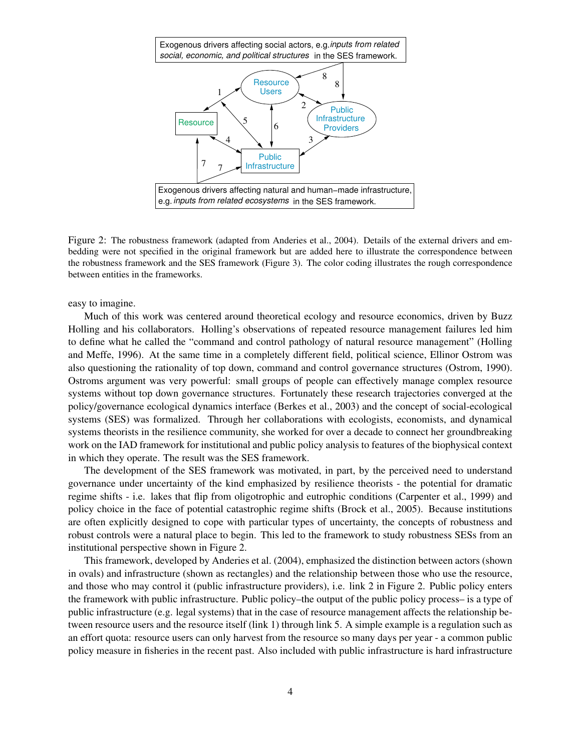Figure 2: The robustness framework (adapted from Anderies et al., 2004). Details of the external drivers and embedding were not specified in the original framework but are added here to illustrate the correspondence between the robustness framework and the SES framework (Figure 3). The color coding illustrates the rough correspondence between entities in the frameworks.

easy to imagine.

Much of this work was centered around theoretical ecology and resource economics, driven by Buzz Holling and his collaborators. Holling's observations of repeated resource management failures led him to define what he called the "command and control pathology of natural resource management" (Holling and Meffe, 1996). At the same time in a completely different field, political science, Ellinor Ostrom was also questioning the rationality of top down, command and control governance structures (Ostrom, 1990). Ostroms argument was very powerful: small groups of people can effectively manage complex resource systems without top down governance structures. Fortunately these research trajectories converged at the policy/governance ecological dynamics interface (Berkes et al., 2003) and the concept of social-ecological systems (SES) was formalized. Through her collaborations with ecologists, economists, and dynamical systems theorists in the resilience community, she worked for over a decade to connect her groundbreaking work on the IAD framework for institutional and public policy analysis to features of the biophysical context in which they operate. The result was the SES framework.

The development of the SES framework was motivated, in part, by the perceived need to understand governance under uncertainty of the kind emphasized by resilience theorists - the potential for dramatic regime shifts - i.e. lakes that flip from oligotrophic and eutrophic conditions (Carpenter et al., 1999) and policy choice in the face of potential catastrophic regime shifts (Brock et al., 2005). Because institutions are often explicitly designed to cope with particular types of uncertainty, the concepts of robustness and robust controls were a natural place to begin. This led to the framework to study robustness SESs from an institutional perspective shown in Figure 2.

This framework, developed by Anderies et al. (2004), emphasized the distinction between actors (shown in ovals) and infrastructure (shown as rectangles) and the relationship between those who use the resource, and those who may control it (public infrastructure providers), i.e. link 2 in Figure 2. Public policy enters the framework with public infrastructure. Public policy–the output of the public policy process– is a type of public infrastructure (e.g. legal systems) that in the case of resource management affects the relationship between resource users and the resource itself (link 1) through link 5. A simple example is a regulation such as an effort quota: resource users can only harvest from the resource so many days per year - a common public policy measure in fisheries in the recent past. Also included with public infrastructure is hard infrastructure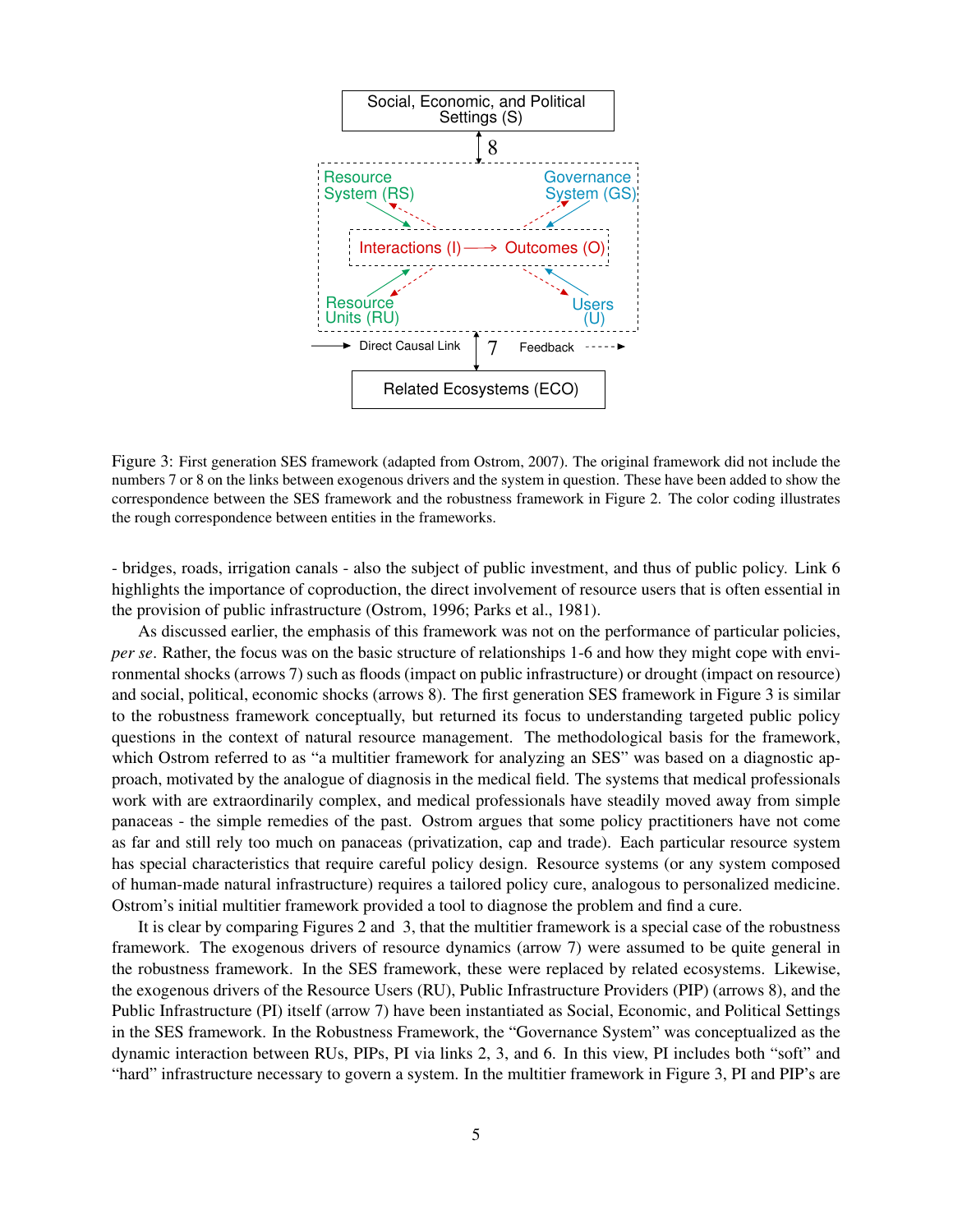Social, Economic, and Political Settings (S)

8

Resource System (RS)

Governance System (GS)

Interactions (I) ⟶ Outcomes (O)

Resource Units (RU)

Users (U)

Direct Causal Link

7

Feedback

Related Ecosystems (ECO)

Figure 3: First generation SES framework (adapted from Ostrom, 2007). The original framework did not include the numbers 7 or 8 on the links between exogenous drivers and the system in question. These have been added to show the correspondence between the SES framework and the robustness framework in Figure 2. The color coding illustrates the rough correspondence between entities in the frameworks.

- bridges, roads, irrigation canals - also the subject of public investment, and thus of public policy. Link 6 highlights the importance of coproduction, the direct involvement of resource users that is often essential in the provision of public infrastructure (Ostrom, 1996; Parks et al., 1981).

As discussed earlier, the emphasis of this framework was not on the performance of particular policies, *per se*. Rather, the focus was on the basic structure of relationships 1-6 and how they might cope with environmental shocks (arrows 7) such as floods (impact on public infrastructure) or drought (impact on resource) and social, political, economic shocks (arrows 8). The first generation SES framework in Figure 3 is similar to the robustness framework conceptually, but returned its focus to understanding targeted public policy questions in the context of natural resource management. The methodological basis for the framework, which Ostrom referred to as "a multitier framework for analyzing an SES" was based on a diagnostic approach, motivated by the analogue of diagnosis in the medical field. The systems that medical professionals work with are extraordinarily complex, and medical professionals have steadily moved away from simple panaceas - the simple remedies of the past. Ostrom argues that some policy practitioners have not come as far and still rely too much on panaceas (privatization, cap and trade). Each particular resource system has special characteristics that require careful policy design. Resource systems (or any system composed of human-made natural infrastructure) requires a tailored policy cure, analogous to personalized medicine. Ostrom's initial multitier framework provided a tool to diagnose the problem and find a cure.

It is clear by comparing Figures 2 and 3, that the multitier framework is a special case of the robustness framework. The exogenous drivers of resource dynamics (arrow 7) were assumed to be quite general in the robustness framework. In the SES framework, these were replaced by related ecosystems. Likewise, the exogenous drivers of the Resource Users (RU), Public Infrastructure Providers (PIP) (arrows 8), and the Public Infrastructure (PI) itself (arrow 7) have been instantiated as Social, Economic, and Political Settings in the SES framework. In the Robustness Framework, the "Governance System" was conceptualized as the dynamic interaction between RUs, PIPs, PI via links 2, 3, and 6. In this view, PI includes both "soft" and "hard" infrastructure necessary to govern a system. In the multitier framework in Figure 3, PI and PIP's are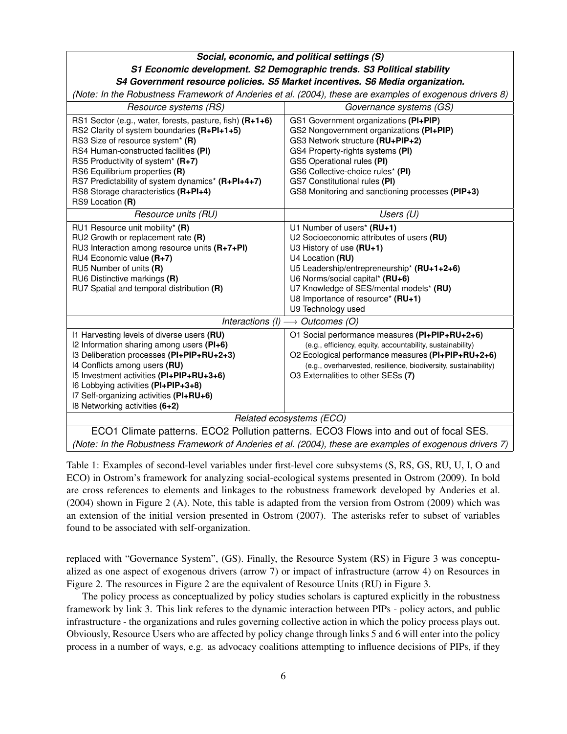| Social, economic, and political settings (S) | |
|---|---|
| *S1 Economic development. S2 Demographic trends. S3 Political stability* | |
| *S4 Government resource policies. S5 Market incentives. S6 Media organization.* | |
| *(Note: In the Robustness Framework of Anderies et al. (2004), these are examples of exogenous drivers 8)* | |
| *Resource systems (RS)* | *Governance systems (GS)* |
| RS1 Sector (e.g., water, forests, pasture, fish) **(R+1+6)**<br>RS2 Clarity of system boundaries **(R+PI+1+5)**<br>RS3 Size of resource system* **(R)**<br>RS4 Human-constructed facilities **(PI)**<br>RS5 Productivity of system* **(R+7)**<br>RS6 Equilibrium properties **(R)**<br>RS7 Predictability of system dynamics* **(R+PI+4+7)**<br>RS8 Storage characteristics **(R+PI+4)**<br>RS9 Location **(R)** | GS1 Government organizations **(PI+PIP)**<br>GS2 Nongovernment organizations **(PI+PIP)**<br>GS3 Network structure **(RU+PIP+2)**<br>GS4 Property-rights systems **(PI)**<br>GS5 Operational rules **(PI)**<br>GS6 Collective-choice rules* **(PI)**<br>GS7 Constitutional rules **(PI)**<br>GS8 Monitoring and sanctioning processes **(PIP+3)** |
| *Resource units (RU)* | *Users (U)* |
| RU1 Resource unit mobility* **(R)**<br>RU2 Growth or replacement rate **(R)**<br>RU3 Interaction among resource units **(R+7+PI)**<br>RU4 Economic value **(R+7)**<br>RU5 Number of units **(R)**<br>RU6 Distinctive markings **(R)**<br>RU7 Spatial and temporal distribution **(R)** | U1 Number of users* **(RU+1)**<br>U2 Socioeconomic attributes of users **(RU)**<br>U3 History of use **(RU+1)**<br>U4 Location **(RU)**<br>U5 Leadership/entrepreneurship* **(RU+1+2+6)**<br>U6 Norms/social capital* **(RU+6)**<br>U7 Knowledge of SES/mental models* **(RU)**<br>U8 Importance of resource* **(RU+1)**<br>U9 Technology used |
| *Interactions (I) $\longrightarrow$ Outcomes (O)* | |
| I1 Harvesting levels of diverse users **(RU)**<br>I2 Information sharing among users **(PI+6)**<br>I3 Deliberation processes **(PI+PIP+RU+2+3)**<br>I4 Conflicts among users **(RU)**<br>I5 Investment activities **(PI+PIP+RU+3+6)**<br>I6 Lobbying activities **(PI+PIP+3+8)**<br>I7 Self-organizing activities **(PI+RU+6)**<br>I8 Networking activities **(6+2)** | O1 Social performance measures **(PI+PIP+RU+2+6)**<br>(e.g., efficiency, equity, accountability, sustainability)<br>O2 Ecological performance measures **(PI+PIP+RU+2+6)**<br>(e.g., overharvested, resilience, biodiversity, sustainability)<br>O3 Externalities to other SESs **(7)** |
| *Related ecosystems (ECO)* | |
| ECO1 Climate patterns. ECO2 Pollution patterns. ECO3 Flows into and out of focal SES. | |
| *(Note: In the Robustness Framework of Anderies et al. (2004), these are examples of exogenous drivers 7)* | |

Table 1: Examples of second-level variables under first-level core subsystems (S, RS, GS, RU, U, I, O and ECO) in Ostrom's framework for analyzing social-ecological systems presented in Ostrom (2009). In bold are cross references to elements and linkages to the robustness framework developed by Anderies et al. (2004) shown in Figure 2 (A). Note, this table is adapted from the version from Ostrom (2009) which was an extension of the initial version presented in Ostrom (2007). The asterisks refer to subset of variables found to be associated with self-organization.

replaced with "Governance System", (GS). Finally, the Resource System (RS) in Figure 3 was conceptualized as one aspect of exogenous drivers (arrow 7) or impact of infrastructure (arrow 4) on Resources in Figure 2. The resources in Figure 2 are the equivalent of Resource Units (RU) in Figure 3.

The policy process as conceptualized by policy studies scholars is captured explicitly in the robustness framework by link 3. This link referes to the dynamic interaction between PIPs - policy actors, and public infrastructure - the organizations and rules governing collective action in which the policy process plays out. Obviously, Resource Users who are affected by policy change through links 5 and 6 will enter into the policy process in a number of ways, e.g. as advocacy coalitions attempting to influence decisions of PIPs, if they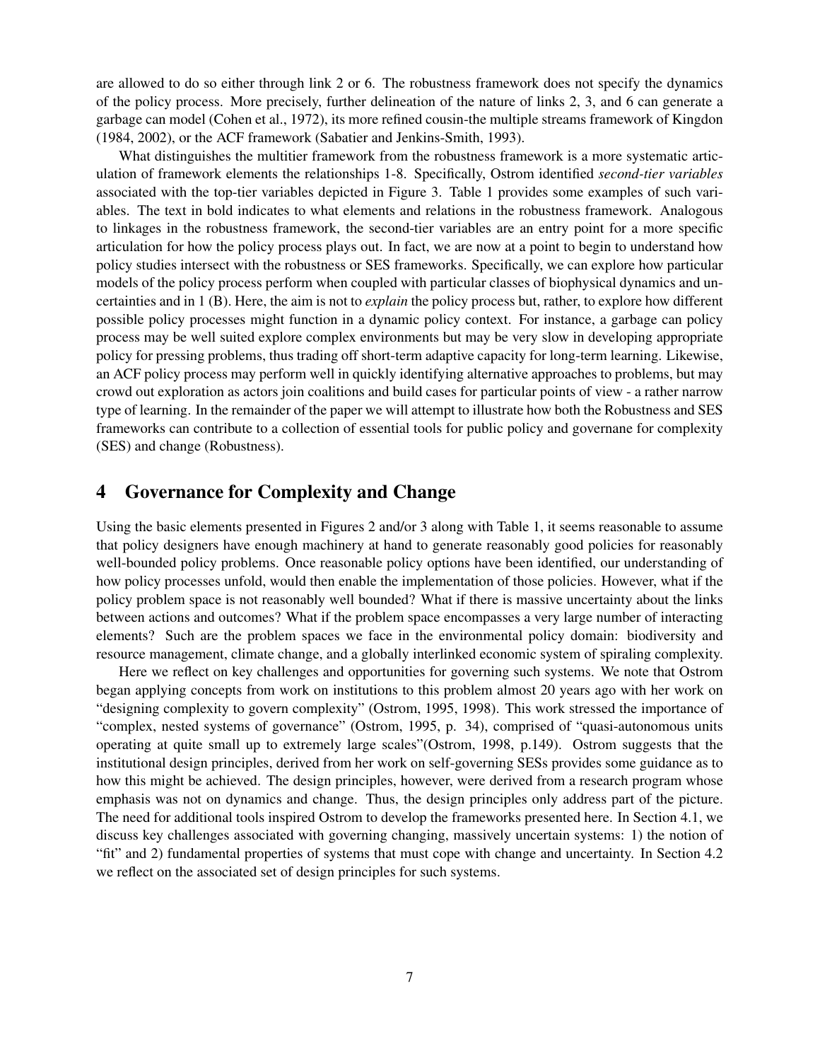are allowed to do so either through link 2 or 6. The robustness framework does not specify the dynamics of the policy process. More precisely, further delineation of the nature of links 2, 3, and 6 can generate a garbage can model (Cohen et al., 1972), its more refined cousin-the multiple streams framework of Kingdon (1984, 2002), or the ACF framework (Sabatier and Jenkins-Smith, 1993).

What distinguishes the multitier framework from the robustness framework is a more systematic articulation of framework elements the relationships 1-8. Specifically, Ostrom identified *second-tier variables* associated with the top-tier variables depicted in Figure 3. Table 1 provides some examples of such variables. The text in bold indicates to what elements and relations in the robustness framework. Analogous to linkages in the robustness framework, the second-tier variables are an entry point for a more specific articulation for how the policy process plays out. In fact, we are now at a point to begin to understand how policy studies intersect with the robustness or SES frameworks. Specifically, we can explore how particular models of the policy process perform when coupled with particular classes of biophysical dynamics and uncertainties and in 1 (B). Here, the aim is not to *explain* the policy process but, rather, to explore how different possible policy processes might function in a dynamic policy context. For instance, a garbage can policy process may be well suited explore complex environments but may be very slow in developing appropriate policy for pressing problems, thus trading off short-term adaptive capacity for long-term learning. Likewise, an ACF policy process may perform well in quickly identifying alternative approaches to problems, but may crowd out exploration as actors join coalitions and build cases for particular points of view - a rather narrow type of learning. In the remainder of the paper we will attempt to illustrate how both the Robustness and SES frameworks can contribute to a collection of essential tools for public policy and governane for complexity (SES) and change (Robustness).

## 4 Governance for Complexity and Change

Using the basic elements presented in Figures 2 and/or 3 along with Table 1, it seems reasonable to assume that policy designers have enough machinery at hand to generate reasonably good policies for reasonably well-bounded policy problems. Once reasonable policy options have been identified, our understanding of how policy processes unfold, would then enable the implementation of those policies. However, what if the policy problem space is not reasonably well bounded? What if there is massive uncertainty about the links between actions and outcomes? What if the problem space encompasses a very large number of interacting elements? Such are the problem spaces we face in the environmental policy domain: biodiversity and resource management, climate change, and a globally interlinked economic system of spiraling complexity.

Here we reflect on key challenges and opportunities for governing such systems. We note that Ostrom began applying concepts from work on institutions to this problem almost 20 years ago with her work on "designing complexity to govern complexity" (Ostrom, 1995, 1998). This work stressed the importance of "complex, nested systems of governance" (Ostrom, 1995, p. 34), comprised of "quasi-autonomous units operating at quite small up to extremely large scales"(Ostrom, 1998, p.149). Ostrom suggests that the institutional design principles, derived from her work on self-governing SESs provides some guidance as to how this might be achieved. The design principles, however, were derived from a research program whose emphasis was not on dynamics and change. Thus, the design principles only address part of the picture. The need for additional tools inspired Ostrom to develop the frameworks presented here. In Section 4.1, we discuss key challenges associated with governing changing, massively uncertain systems: 1) the notion of "fit" and 2) fundamental properties of systems that must cope with change and uncertainty. In Section 4.2 we reflect on the associated set of design principles for such systems.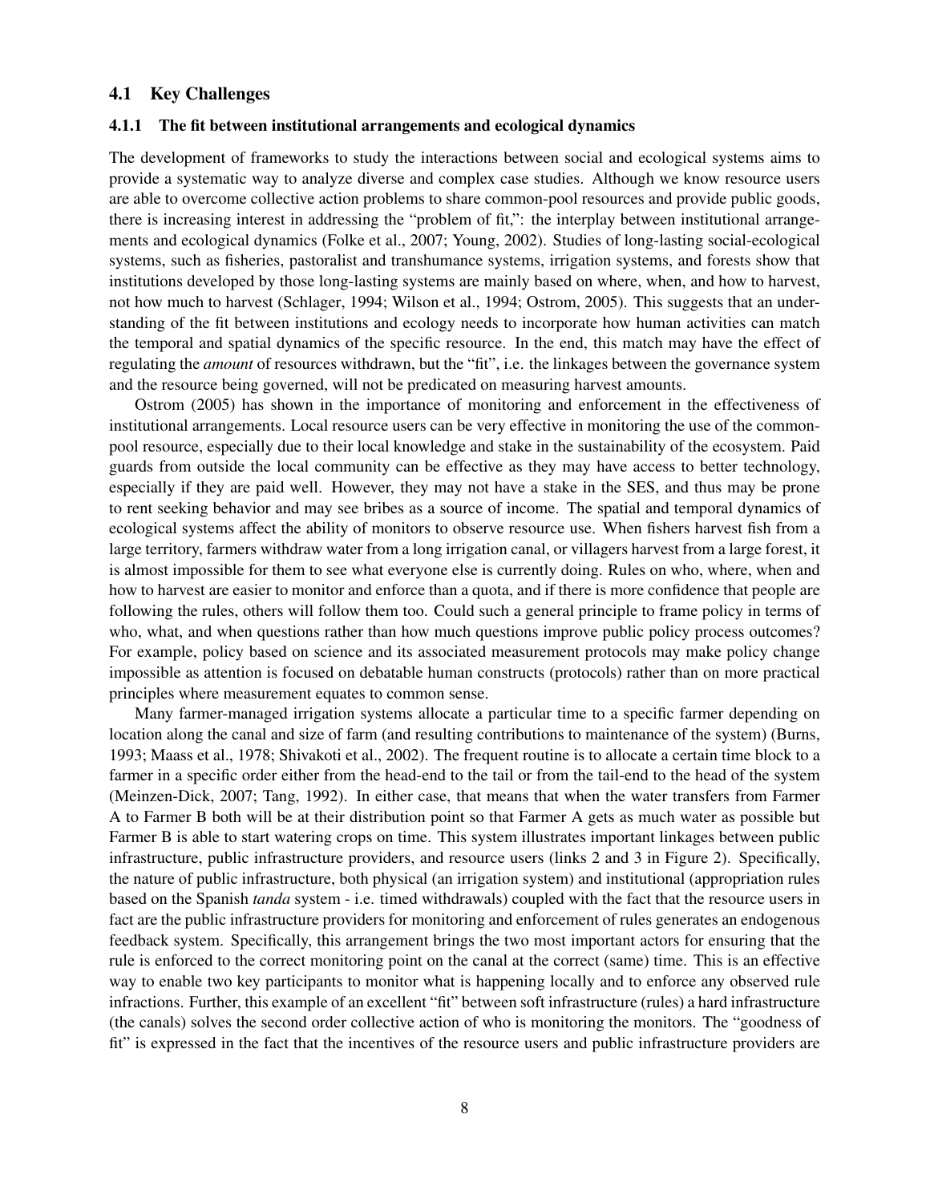### 4.1 Key Challenges

#### 4.1.1 The fit between institutional arrangements and ecological dynamics

The development of frameworks to study the interactions between social and ecological systems aims to provide a systematic way to analyze diverse and complex case studies. Although we know resource users are able to overcome collective action problems to share common-pool resources and provide public goods, there is increasing interest in addressing the "problem of fit,": the interplay between institutional arrangements and ecological dynamics (Folke et al., 2007; Young, 2002). Studies of long-lasting social-ecological systems, such as fisheries, pastoralist and transhumance systems, irrigation systems, and forests show that institutions developed by those long-lasting systems are mainly based on where, when, and how to harvest, not how much to harvest (Schlager, 1994; Wilson et al., 1994; Ostrom, 2005). This suggests that an understanding of the fit between institutions and ecology needs to incorporate how human activities can match the temporal and spatial dynamics of the specific resource. In the end, this match may have the effect of regulating the *amount* of resources withdrawn, but the "fit", i.e. the linkages between the governance system and the resource being governed, will not be predicated on measuring harvest amounts.

Ostrom (2005) has shown in the importance of monitoring and enforcement in the effectiveness of institutional arrangements. Local resource users can be very effective in monitoring the use of the common-pool resource, especially due to their local knowledge and stake in the sustainability of the ecosystem. Paid guards from outside the local community can be effective as they may have access to better technology, especially if they are paid well. However, they may not have a stake in the SES, and thus may be prone to rent seeking behavior and may see bribes as a source of income. The spatial and temporal dynamics of ecological systems affect the ability of monitors to observe resource use. When fishers harvest fish from a large territory, farmers withdraw water from a long irrigation canal, or villagers harvest from a large forest, it is almost impossible for them to see what everyone else is currently doing. Rules on who, where, when and how to harvest are easier to monitor and enforce than a quota, and if there is more confidence that people are following the rules, others will follow them too. Could such a general principle to frame policy in terms of who, what, and when questions rather than how much questions improve public policy process outcomes? For example, policy based on science and its associated measurement protocols may make policy change impossible as attention is focused on debatable human constructs (protocols) rather than on more practical principles where measurement equates to common sense.

Many farmer-managed irrigation systems allocate a particular time to a specific farmer depending on location along the canal and size of farm (and resulting contributions to maintenance of the system) (Burns, 1993; Maass et al., 1978; Shivakoti et al., 2002). The frequent routine is to allocate a certain time block to a farmer in a specific order either from the head-end to the tail or from the tail-end to the head of the system (Meinzen-Dick, 2007; Tang, 1992). In either case, that means that when the water transfers from Farmer A to Farmer B both will be at their distribution point so that Farmer A gets as much water as possible but Farmer B is able to start watering crops on time. This system illustrates important linkages between public infrastructure, public infrastructure providers, and resource users (links 2 and 3 in Figure 2). Specifically, the nature of public infrastructure, both physical (an irrigation system) and institutional (appropriation rules based on the Spanish *tanda* system - i.e. timed withdrawals) coupled with the fact that the resource users in fact are the public infrastructure providers for monitoring and enforcement of rules generates an endogenous feedback system. Specifically, this arrangement brings the two most important actors for ensuring that the rule is enforced to the correct monitoring point on the canal at the correct (same) time. This is an effective way to enable two key participants to monitor what is happening locally and to enforce any observed rule infractions. Further, this example of an excellent "fit" between soft infrastructure (rules) a hard infrastructure (the canals) solves the second order collective action of who is monitoring the monitors. The "goodness of fit" is expressed in the fact that the incentives of the resource users and public infrastructure providers are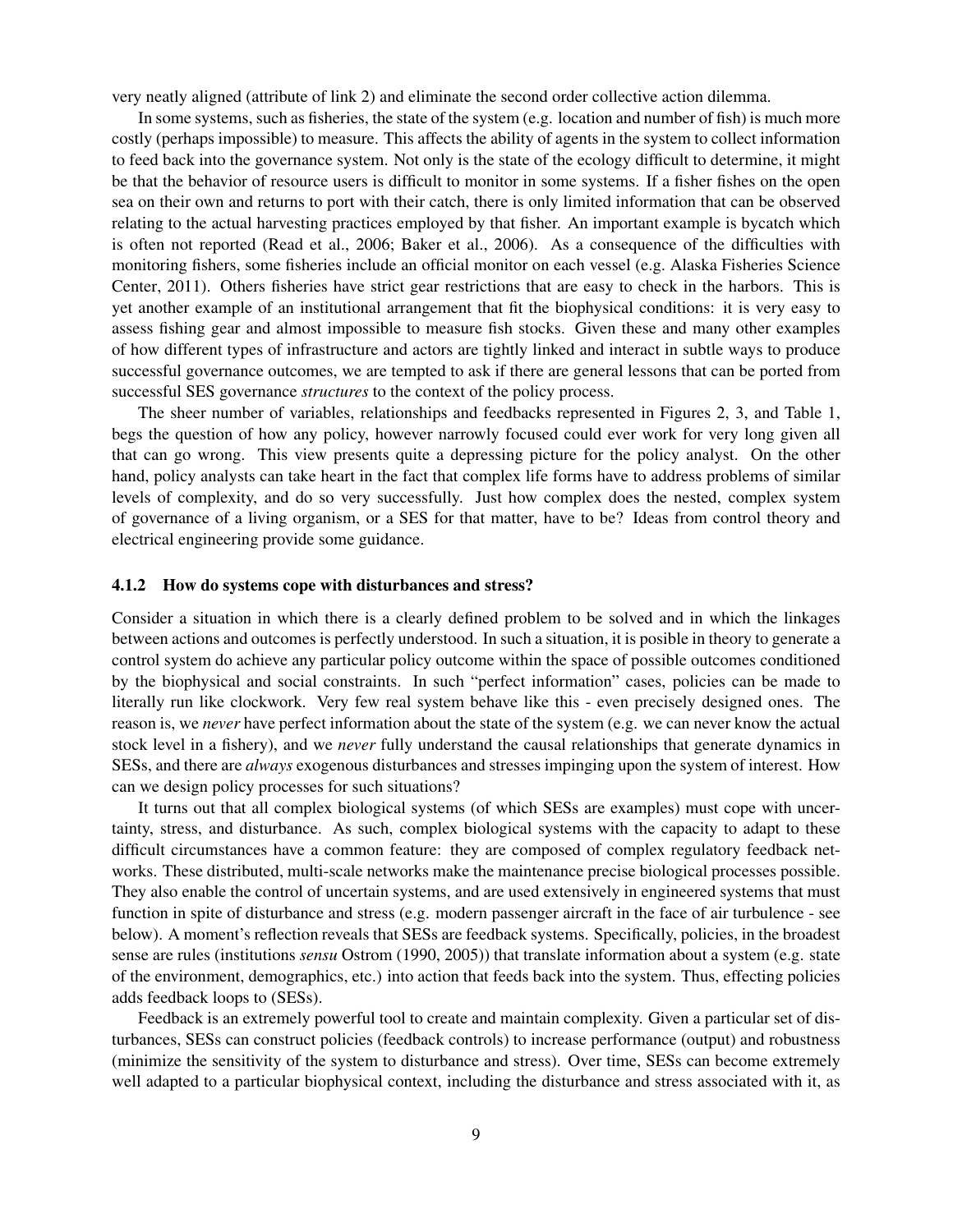very neatly aligned (attribute of link 2) and eliminate the second order collective action dilemma.

In some systems, such as fisheries, the state of the system (e.g. location and number of fish) is much more costly (perhaps impossible) to measure. This affects the ability of agents in the system to collect information to feed back into the governance system. Not only is the state of the ecology difficult to determine, it might be that the behavior of resource users is difficult to monitor in some systems. If a fisher fishes on the open sea on their own and returns to port with their catch, there is only limited information that can be observed relating to the actual harvesting practices employed by that fisher. An important example is bycatch which is often not reported (Read et al., 2006; Baker et al., 2006). As a consequence of the difficulties with monitoring fishers, some fisheries include an official monitor on each vessel (e.g. Alaska Fisheries Science Center, 2011). Others fisheries have strict gear restrictions that are easy to check in the harbors. This is yet another example of an institutional arrangement that fit the biophysical conditions: it is very easy to assess fishing gear and almost impossible to measure fish stocks. Given these and many other examples of how different types of infrastructure and actors are tightly linked and interact in subtle ways to produce successful governance outcomes, we are tempted to ask if there are general lessons that can be ported from successful SES governance *structures* to the context of the policy process.

The sheer number of variables, relationships and feedbacks represented in Figures 2, 3, and Table 1, begs the question of how any policy, however narrowly focused could ever work for very long given all that can go wrong. This view presents quite a depressing picture for the policy analyst. On the other hand, policy analysts can take heart in the fact that complex life forms have to address problems of similar levels of complexity, and do so very successfully. Just how complex does the nested, complex system of governance of a living organism, or a SES for that matter, have to be? Ideas from control theory and electrical engineering provide some guidance.

### 4.1.2 How do systems cope with disturbances and stress?

Consider a situation in which there is a clearly defined problem to be solved and in which the linkages between actions and outcomes is perfectly understood. In such a situation, it is posible in theory to generate a control system do achieve any particular policy outcome within the space of possible outcomes conditioned by the biophysical and social constraints. In such "perfect information" cases, policies can be made to literally run like clockwork. Very few real system behave like this - even precisely designed ones. The reason is, we *never* have perfect information about the state of the system (e.g. we can never know the actual stock level in a fishery), and we *never* fully understand the causal relationships that generate dynamics in SESs, and there are *always* exogenous disturbances and stresses impinging upon the system of interest. How can we design policy processes for such situations?

It turns out that all complex biological systems (of which SESs are examples) must cope with uncertainty, stress, and disturbance. As such, complex biological systems with the capacity to adapt to these difficult circumstances have a common feature: they are composed of complex regulatory feedback networks. These distributed, multi-scale networks make the maintenance precise biological processes possible. They also enable the control of uncertain systems, and are used extensively in engineered systems that must function in spite of disturbance and stress (e.g. modern passenger aircraft in the face of air turbulence - see below). A moment's reflection reveals that SESs are feedback systems. Specifically, policies, in the broadest sense are rules (institutions *sensu* Ostrom (1990, 2005)) that translate information about a system (e.g. state of the environment, demographics, etc.) into action that feeds back into the system. Thus, effecting policies adds feedback loops to (SESs).

Feedback is an extremely powerful tool to create and maintain complexity. Given a particular set of disturbances, SESs can construct policies (feedback controls) to increase performance (output) and robustness (minimize the sensitivity of the system to disturbance and stress). Over time, SESs can become extremely well adapted to a particular biophysical context, including the disturbance and stress associated with it, as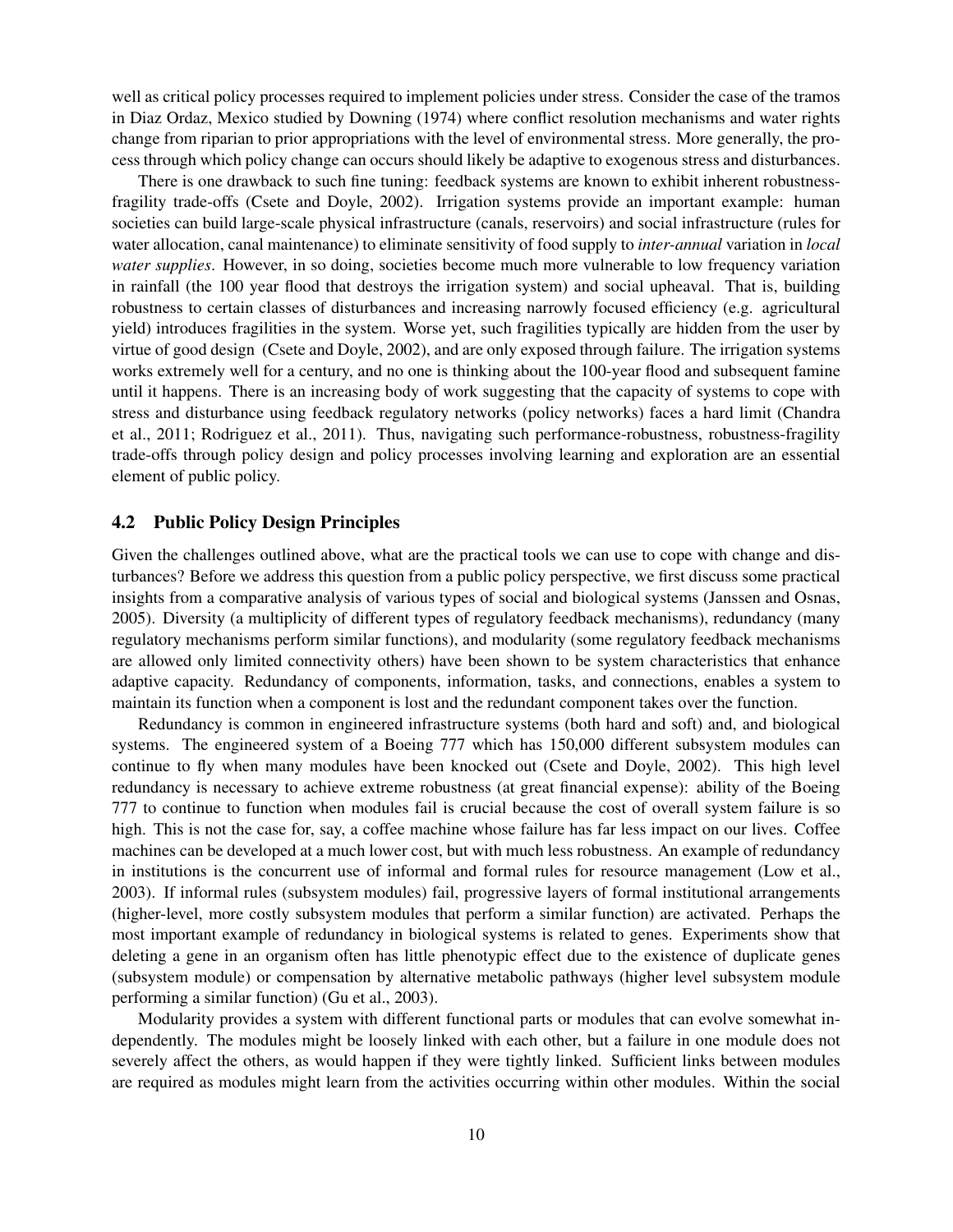well as critical policy processes required to implement policies under stress. Consider the case of the tramos in Diaz Ordaz, Mexico studied by Downing (1974) where conflict resolution mechanisms and water rights change from riparian to prior appropriations with the level of environmental stress. More generally, the process through which policy change can occurs should likely be adaptive to exogenous stress and disturbances.

There is one drawback to such fine tuning: feedback systems are known to exhibit inherent robustness-fragility trade-offs (Csete and Doyle, 2002). Irrigation systems provide an important example: human societies can build large-scale physical infrastructure (canals, reservoirs) and social infrastructure (rules for water allocation, canal maintenance) to eliminate sensitivity of food supply to *inter-annual* variation in *local water supplies*. However, in so doing, societies become much more vulnerable to low frequency variation in rainfall (the 100 year flood that destroys the irrigation system) and social upheaval. That is, building robustness to certain classes of disturbances and increasing narrowly focused efficiency (e.g. agricultural yield) introduces fragilities in the system. Worse yet, such fragilities typically are hidden from the user by virtue of good design (Csete and Doyle, 2002), and are only exposed through failure. The irrigation systems works extremely well for a century, and no one is thinking about the 100-year flood and subsequent famine until it happens. There is an increasing body of work suggesting that the capacity of systems to cope with stress and disturbance using feedback regulatory networks (policy networks) faces a hard limit (Chandra et al., 2011; Rodriguez et al., 2011). Thus, navigating such performance-robustness, robustness-fragility trade-offs through policy design and policy processes involving learning and exploration are an essential element of public policy.

### 4.2 Public Policy Design Principles

Given the challenges outlined above, what are the practical tools we can use to cope with change and disturbances? Before we address this question from a public policy perspective, we first discuss some practical insights from a comparative analysis of various types of social and biological systems (Janssen and Osnas, 2005). Diversity (a multiplicity of different types of regulatory feedback mechanisms), redundancy (many regulatory mechanisms perform similar functions), and modularity (some regulatory feedback mechanisms are allowed only limited connectivity others) have been shown to be system characteristics that enhance adaptive capacity. Redundancy of components, information, tasks, and connections, enables a system to maintain its function when a component is lost and the redundant component takes over the function.

Redundancy is common in engineered infrastructure systems (both hard and soft) and, and biological systems. The engineered system of a Boeing 777 which has 150,000 different subsystem modules can continue to fly when many modules have been knocked out (Csete and Doyle, 2002). This high level redundancy is necessary to achieve extreme robustness (at great financial expense): ability of the Boeing 777 to continue to function when modules fail is crucial because the cost of overall system failure is so high. This is not the case for, say, a coffee machine whose failure has far less impact on our lives. Coffee machines can be developed at a much lower cost, but with much less robustness. An example of redundancy in institutions is the concurrent use of informal and formal rules for resource management (Low et al., 2003). If informal rules (subsystem modules) fail, progressive layers of formal institutional arrangements (higher-level, more costly subsystem modules that perform a similar function) are activated. Perhaps the most important example of redundancy in biological systems is related to genes. Experiments show that deleting a gene in an organism often has little phenotypic effect due to the existence of duplicate genes (subsystem module) or compensation by alternative metabolic pathways (higher level subsystem module performing a similar function) (Gu et al., 2003).

Modularity provides a system with different functional parts or modules that can evolve somewhat independently. The modules might be loosely linked with each other, but a failure in one module does not severely affect the others, as would happen if they were tightly linked. Sufficient links between modules are required as modules might learn from the activities occurring within other modules. Within the social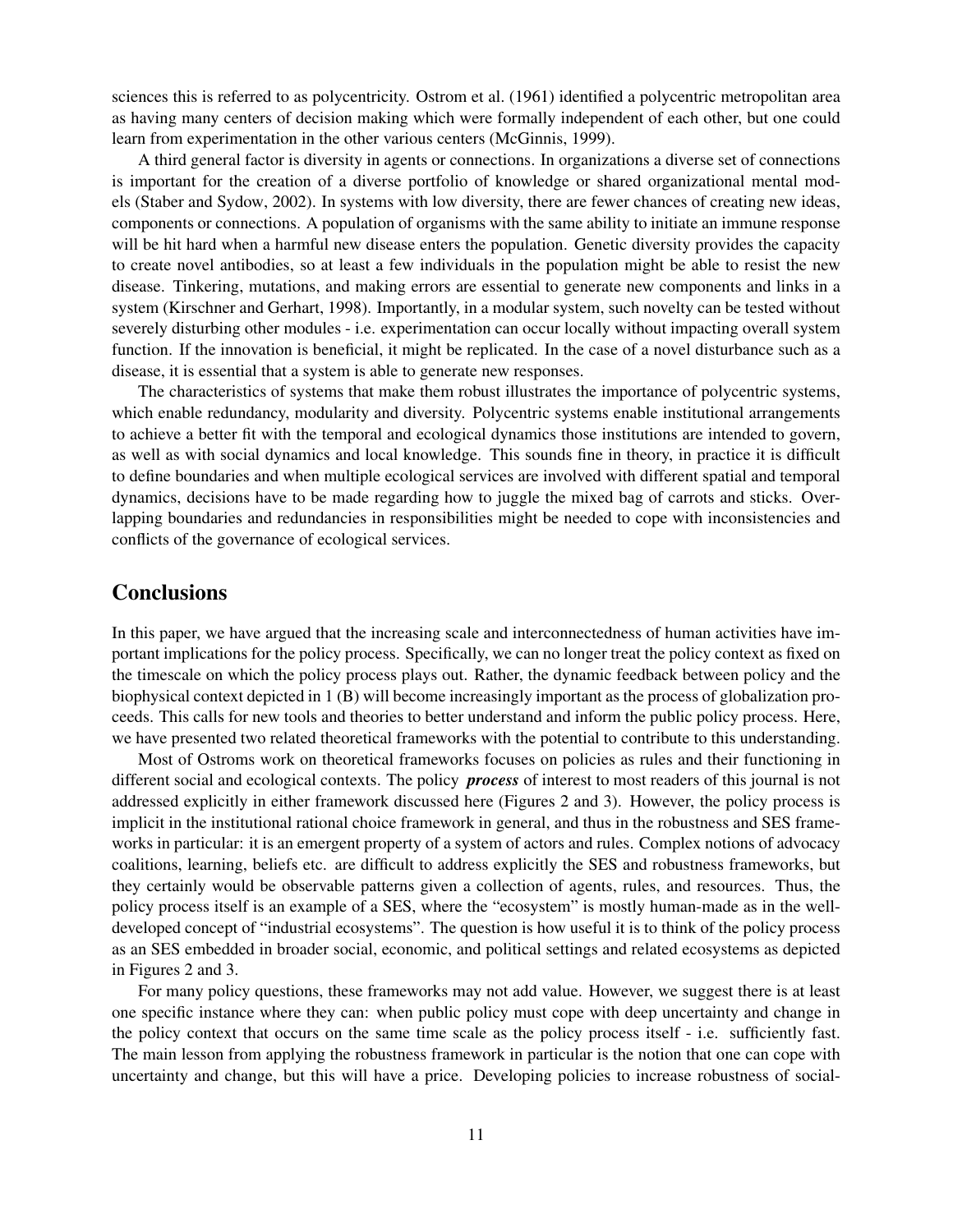sciences this is referred to as polycentricity. Ostrom et al. (1961) identified a polycentric metropolitan area as having many centers of decision making which were formally independent of each other, but one could learn from experimentation in the other various centers (McGinnis, 1999).

A third general factor is diversity in agents or connections. In organizations a diverse set of connections is important for the creation of a diverse portfolio of knowledge or shared organizational mental models (Staber and Sydow, 2002). In systems with low diversity, there are fewer chances of creating new ideas, components or connections. A population of organisms with the same ability to initiate an immune response will be hit hard when a harmful new disease enters the population. Genetic diversity provides the capacity to create novel antibodies, so at least a few individuals in the population might be able to resist the new disease. Tinkering, mutations, and making errors are essential to generate new components and links in a system (Kirschner and Gerhart, 1998). Importantly, in a modular system, such novelty can be tested without severely disturbing other modules - i.e. experimentation can occur locally without impacting overall system function. If the innovation is beneficial, it might be replicated. In the case of a novel disturbance such as a disease, it is essential that a system is able to generate new responses.

The characteristics of systems that make them robust illustrates the importance of polycentric systems, which enable redundancy, modularity and diversity. Polycentric systems enable institutional arrangements to achieve a better fit with the temporal and ecological dynamics those institutions are intended to govern, as well as with social dynamics and local knowledge. This sounds fine in theory, in practice it is difficult to define boundaries and when multiple ecological services are involved with different spatial and temporal dynamics, decisions have to be made regarding how to juggle the mixed bag of carrots and sticks. Overlapping boundaries and redundancies in responsibilities might be needed to cope with inconsistencies and conflicts of the governance of ecological services.

## Conclusions

In this paper, we have argued that the increasing scale and interconnectedness of human activities have important implications for the policy process. Specifically, we can no longer treat the policy context as fixed on the timescale on which the policy process plays out. Rather, the dynamic feedback between policy and the biophysical context depicted in 1 (B) will become increasingly important as the process of globalization proceeds. This calls for new tools and theories to better understand and inform the public policy process. Here, we have presented two related theoretical frameworks with the potential to contribute to this understanding.

Most of Ostroms work on theoretical frameworks focuses on policies as rules and their functioning in different social and ecological contexts. The policy ***process*** of interest to most readers of this journal is not addressed explicitly in either framework discussed here (Figures 2 and 3). However, the policy process is implicit in the institutional rational choice framework in general, and thus in the robustness and SES frameworks in particular: it is an emergent property of a system of actors and rules. Complex notions of advocacy coalitions, learning, beliefs etc. are difficult to address explicitly the SES and robustness frameworks, but they certainly would be observable patterns given a collection of agents, rules, and resources. Thus, the policy process itself is an example of a SES, where the "ecosystem" is mostly human-made as in the well-developed concept of "industrial ecosystems". The question is how useful it is to think of the policy process as an SES embedded in broader social, economic, and political settings and related ecosystems as depicted in Figures 2 and 3.

For many policy questions, these frameworks may not add value. However, we suggest there is at least one specific instance where they can: when public policy must cope with deep uncertainty and change in the policy context that occurs on the same time scale as the policy process itself - i.e. sufficiently fast. The main lesson from applying the robustness framework in particular is the notion that one can cope with uncertainty and change, but this will have a price. Developing policies to increase robustness of social-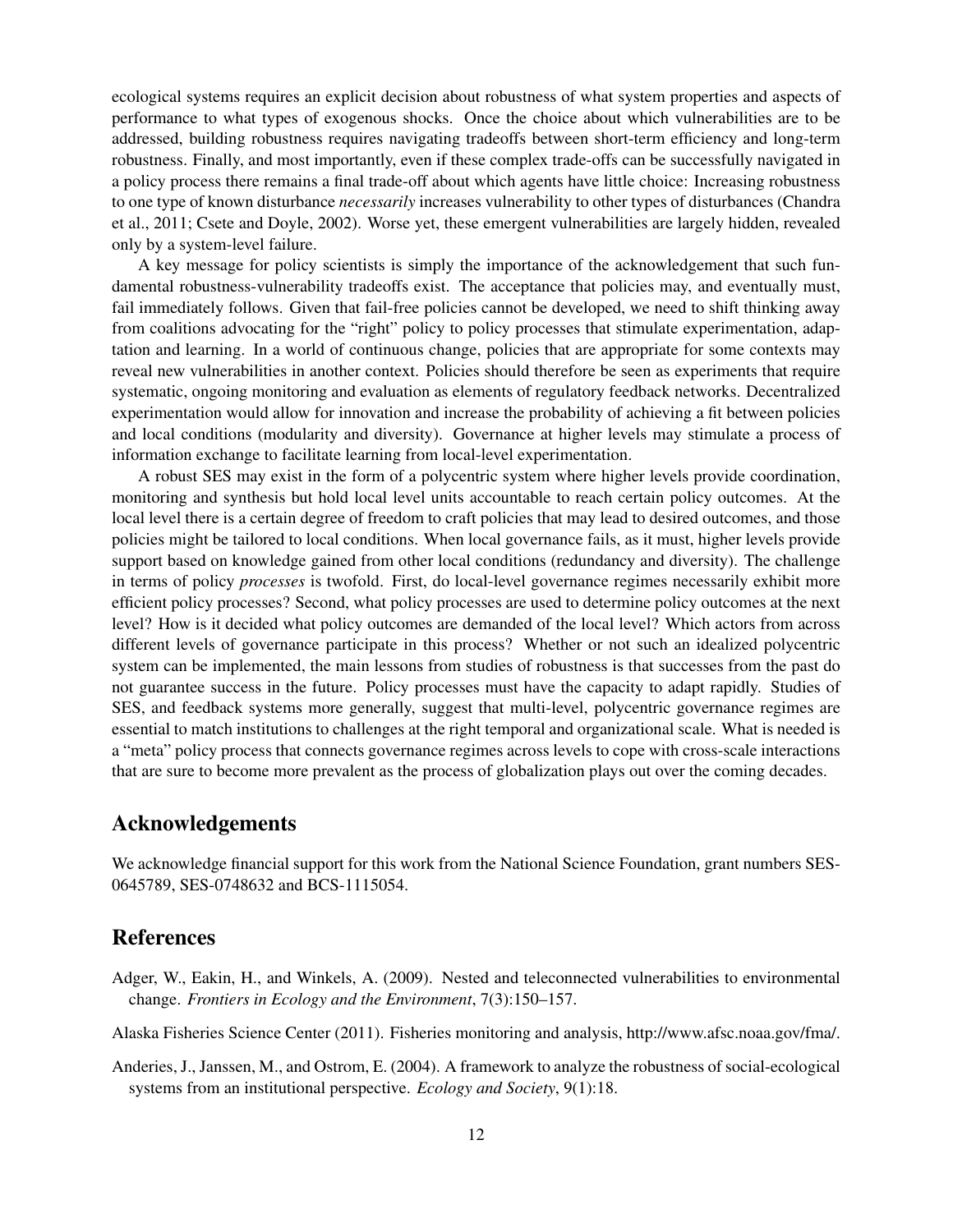ecological systems requires an explicit decision about robustness of what system properties and aspects of performance to what types of exogenous shocks. Once the choice about which vulnerabilities are to be addressed, building robustness requires navigating tradeoffs between short-term efficiency and long-term robustness. Finally, and most importantly, even if these complex trade-offs can be successfully navigated in a policy process there remains a final trade-off about which agents have little choice: Increasing robustness to one type of known disturbance *necessarily* increases vulnerability to other types of disturbances (Chandra et al., 2011; Csete and Doyle, 2002). Worse yet, these emergent vulnerabilities are largely hidden, revealed only by a system-level failure.

A key message for policy scientists is simply the importance of the acknowledgement that such fundamental robustness-vulnerability tradeoffs exist. The acceptance that policies may, and eventually must, fail immediately follows. Given that fail-free policies cannot be developed, we need to shift thinking away from coalitions advocating for the "right" policy to policy processes that stimulate experimentation, adaptation and learning. In a world of continuous change, policies that are appropriate for some contexts may reveal new vulnerabilities in another context. Policies should therefore be seen as experiments that require systematic, ongoing monitoring and evaluation as elements of regulatory feedback networks. Decentralized experimentation would allow for innovation and increase the probability of achieving a fit between policies and local conditions (modularity and diversity). Governance at higher levels may stimulate a process of information exchange to facilitate learning from local-level experimentation.

A robust SES may exist in the form of a polycentric system where higher levels provide coordination, monitoring and synthesis but hold local level units accountable to reach certain policy outcomes. At the local level there is a certain degree of freedom to craft policies that may lead to desired outcomes, and those policies might be tailored to local conditions. When local governance fails, as it must, higher levels provide support based on knowledge gained from other local conditions (redundancy and diversity). The challenge in terms of policy *processes* is twofold. First, do local-level governance regimes necessarily exhibit more efficient policy processes? Second, what policy processes are used to determine policy outcomes at the next level? How is it decided what policy outcomes are demanded of the local level? Which actors from across different levels of governance participate in this process? Whether or not such an idealized polycentric system can be implemented, the main lessons from studies of robustness is that successes from the past do not guarantee success in the future. Policy processes must have the capacity to adapt rapidly. Studies of SES, and feedback systems more generally, suggest that multi-level, polycentric governance regimes are essential to match institutions to challenges at the right temporal and organizational scale. What is needed is a "meta" policy process that connects governance regimes across levels to cope with cross-scale interactions that are sure to become more prevalent as the process of globalization plays out over the coming decades.

## Acknowledgements

We acknowledge financial support for this work from the National Science Foundation, grant numbers SES-0645789, SES-0748632 and BCS-1115054.

## References

Adger, W., Eakin, H., and Winkels, A. (2009). Nested and teleconnected vulnerabilities to environmental change. *Frontiers in Ecology and the Environment*, 7(3):150–157.

Alaska Fisheries Science Center (2011). Fisheries monitoring and analysis, http://www.afsc.noaa.gov/fma/.

Anderies, J., Janssen, M., and Ostrom, E. (2004). A framework to analyze the robustness of social-ecological systems from an institutional perspective. *Ecology and Society*, 9(1):18.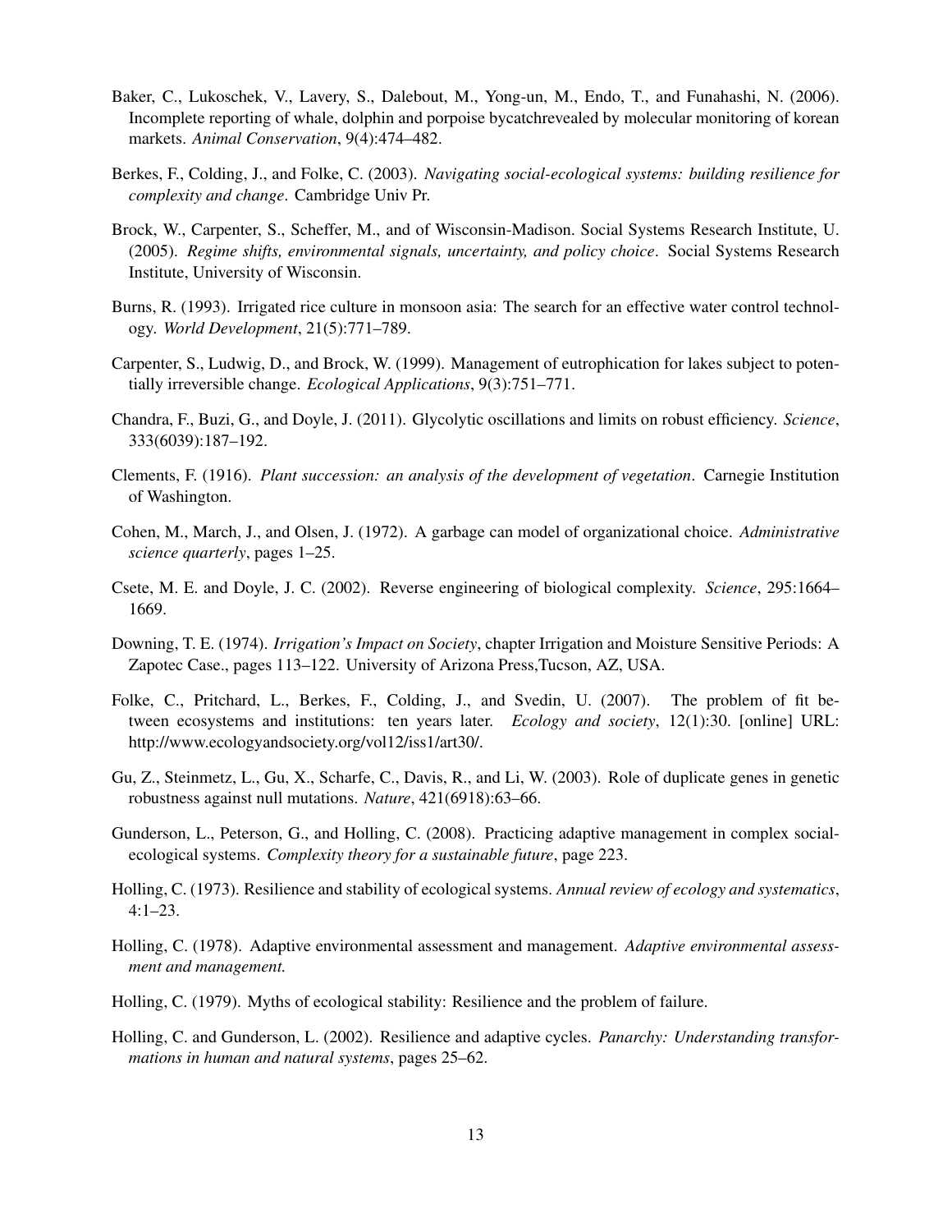Baker, C., Lukoschek, V., Lavery, S., Dalebout, M., Yong-un, M., Endo, T., and Funahashi, N. (2006). Incomplete reporting of whale, dolphin and porpoise bycatchrevealed by molecular monitoring of korean markets. *Animal Conservation*, 9(4):474–482.

Berkes, F., Colding, J., and Folke, C. (2003). *Navigating social-ecological systems: building resilience for complexity and change*. Cambridge Univ Pr.

Brock, W., Carpenter, S., Scheffer, M., and of Wisconsin-Madison. Social Systems Research Institute, U. (2005). *Regime shifts, environmental signals, uncertainty, and policy choice*. Social Systems Research Institute, University of Wisconsin.

Burns, R. (1993). Irrigated rice culture in monsoon asia: The search for an effective water control technology. *World Development*, 21(5):771–789.

Carpenter, S., Ludwig, D., and Brock, W. (1999). Management of eutrophication for lakes subject to potentially irreversible change. *Ecological Applications*, 9(3):751–771.

Chandra, F., Buzi, G., and Doyle, J. (2011). Glycolytic oscillations and limits on robust efficiency. *Science*, 333(6039):187–192.

Clements, F. (1916). *Plant succession: an analysis of the development of vegetation*. Carnegie Institution of Washington.

Cohen, M., March, J., and Olsen, J. (1972). A garbage can model of organizational choice. *Administrative science quarterly*, pages 1–25.

Csete, M. E. and Doyle, J. C. (2002). Reverse engineering of biological complexity. *Science*, 295:1664–1669.

Downing, T. E. (1974). *Irrigation's Impact on Society*, chapter Irrigation and Moisture Sensitive Periods: A Zapotec Case., pages 113–122. University of Arizona Press,Tucson, AZ, USA.

Folke, C., Pritchard, L., Berkes, F., Colding, J., and Svedin, U. (2007). The problem of fit between ecosystems and institutions: ten years later. *Ecology and society*, 12(1):30. [online] URL: http://www.ecologyandsociety.org/vol12/iss1/art30/.

Gu, Z., Steinmetz, L., Gu, X., Scharfe, C., Davis, R., and Li, W. (2003). Role of duplicate genes in genetic robustness against null mutations. *Nature*, 421(6918):63–66.

Gunderson, L., Peterson, G., and Holling, C. (2008). Practicing adaptive management in complex social-ecological systems. *Complexity theory for a sustainable future*, page 223.

Holling, C. (1973). Resilience and stability of ecological systems. *Annual review of ecology and systematics*, 4:1–23.

Holling, C. (1978). Adaptive environmental assessment and management. *Adaptive environmental assessment and management.*

Holling, C. (1979). Myths of ecological stability: Resilience and the problem of failure.

Holling, C. and Gunderson, L. (2002). Resilience and adaptive cycles. *Panarchy: Understanding transformations in human and natural systems*, pages 25–62.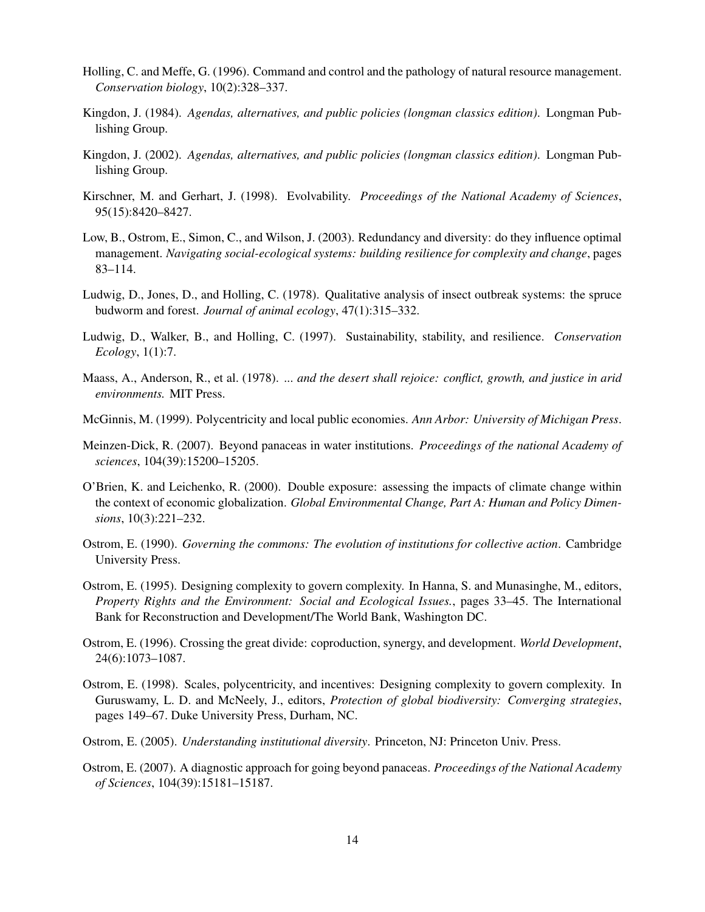Holling, C. and Meffe, G. (1996). Command and control and the pathology of natural resource management. *Conservation biology*, 10(2):328–337.

Kingdon, J. (1984). *Agendas, alternatives, and public policies (longman classics edition)*. Longman Publishing Group.

Kingdon, J. (2002). *Agendas, alternatives, and public policies (longman classics edition)*. Longman Publishing Group.

Kirschner, M. and Gerhart, J. (1998). Evolvability. *Proceedings of the National Academy of Sciences*, 95(15):8420–8427.

Low, B., Ostrom, E., Simon, C., and Wilson, J. (2003). Redundancy and diversity: do they influence optimal management. *Navigating social-ecological systems: building resilience for complexity and change*, pages 83–114.

Ludwig, D., Jones, D., and Holling, C. (1978). Qualitative analysis of insect outbreak systems: the spruce budworm and forest. *Journal of animal ecology*, 47(1):315–332.

Ludwig, D., Walker, B., and Holling, C. (1997). Sustainability, stability, and resilience. *Conservation Ecology*, 1(1):7.

Maass, A., Anderson, R., et al. (1978). *... and the desert shall rejoice: conflict, growth, and justice in arid environments.* MIT Press.

McGinnis, M. (1999). Polycentricity and local public economies. *Ann Arbor: University of Michigan Press*.

Meinzen-Dick, R. (2007). Beyond panaceas in water institutions. *Proceedings of the national Academy of sciences*, 104(39):15200–15205.

O'Brien, K. and Leichenko, R. (2000). Double exposure: assessing the impacts of climate change within the context of economic globalization. *Global Environmental Change, Part A: Human and Policy Dimensions*, 10(3):221–232.

Ostrom, E. (1990). *Governing the commons: The evolution of institutions for collective action*. Cambridge University Press.

Ostrom, E. (1995). Designing complexity to govern complexity. In Hanna, S. and Munasinghe, M., editors, *Property Rights and the Environment: Social and Ecological Issues.*, pages 33–45. The International Bank for Reconstruction and Development/The World Bank, Washington DC.

Ostrom, E. (1996). Crossing the great divide: coproduction, synergy, and development. *World Development*, 24(6):1073–1087.

Ostrom, E. (1998). Scales, polycentricity, and incentives: Designing complexity to govern complexity. In Guruswamy, L. D. and McNeely, J., editors, *Protection of global biodiversity: Converging strategies*, pages 149–67. Duke University Press, Durham, NC.

Ostrom, E. (2005). *Understanding institutional diversity*. Princeton, NJ: Princeton Univ. Press.

Ostrom, E. (2007). A diagnostic approach for going beyond panaceas. *Proceedings of the National Academy of Sciences*, 104(39):15181–15187.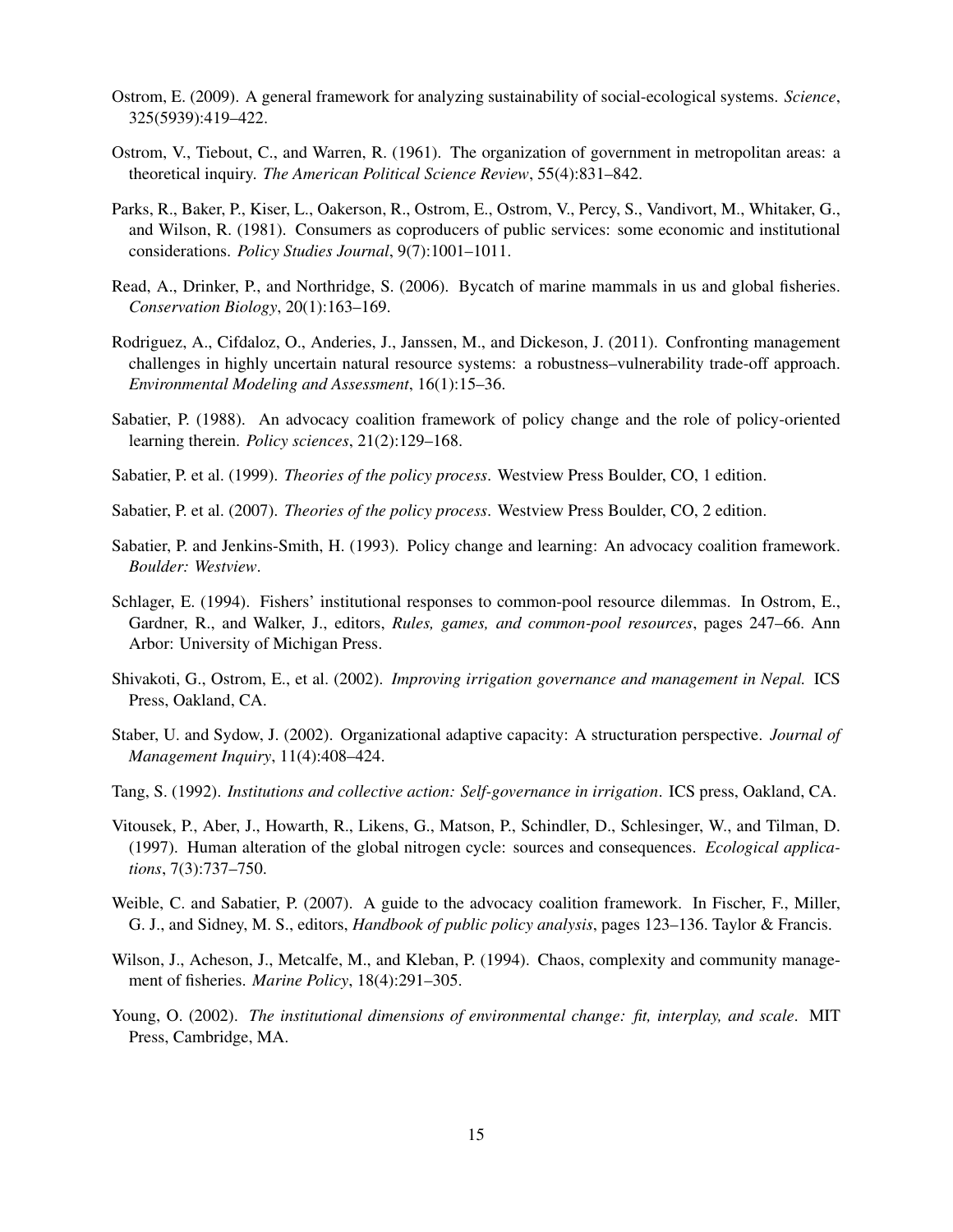Ostrom, E. (2009). A general framework for analyzing sustainability of social-ecological systems. *Science*, 325(5939):419–422.

Ostrom, V., Tiebout, C., and Warren, R. (1961). The organization of government in metropolitan areas: a theoretical inquiry. *The American Political Science Review*, 55(4):831–842.

Parks, R., Baker, P., Kiser, L., Oakerson, R., Ostrom, E., Ostrom, V., Percy, S., Vandivort, M., Whitaker, G., and Wilson, R. (1981). Consumers as coproducers of public services: some economic and institutional considerations. *Policy Studies Journal*, 9(7):1001–1011.

Read, A., Drinker, P., and Northridge, S. (2006). Bycatch of marine mammals in us and global fisheries. *Conservation Biology*, 20(1):163–169.

Rodriguez, A., Cifdaloz, O., Anderies, J., Janssen, M., and Dickeson, J. (2011). Confronting management challenges in highly uncertain natural resource systems: a robustness–vulnerability trade-off approach. *Environmental Modeling and Assessment*, 16(1):15–36.

Sabatier, P. (1988). An advocacy coalition framework of policy change and the role of policy-oriented learning therein. *Policy sciences*, 21(2):129–168.

Sabatier, P. et al. (1999). *Theories of the policy process*. Westview Press Boulder, CO, 1 edition.

Sabatier, P. et al. (2007). *Theories of the policy process*. Westview Press Boulder, CO, 2 edition.

Sabatier, P. and Jenkins-Smith, H. (1993). Policy change and learning: An advocacy coalition framework. *Boulder: Westview*.

Schlager, E. (1994). Fishers' institutional responses to common-pool resource dilemmas. In Ostrom, E., Gardner, R., and Walker, J., editors, *Rules, games, and common-pool resources*, pages 247–66. Ann Arbor: University of Michigan Press.

Shivakoti, G., Ostrom, E., et al. (2002). *Improving irrigation governance and management in Nepal.* ICS Press, Oakland, CA.

Staber, U. and Sydow, J. (2002). Organizational adaptive capacity: A structuration perspective. *Journal of Management Inquiry*, 11(4):408–424.

Tang, S. (1992). *Institutions and collective action: Self-governance in irrigation*. ICS press, Oakland, CA.

Vitousek, P., Aber, J., Howarth, R., Likens, G., Matson, P., Schindler, D., Schlesinger, W., and Tilman, D. (1997). Human alteration of the global nitrogen cycle: sources and consequences. *Ecological applications*, 7(3):737–750.

Weible, C. and Sabatier, P. (2007). A guide to the advocacy coalition framework. In Fischer, F., Miller, G. J., and Sidney, M. S., editors, *Handbook of public policy analysis*, pages 123–136. Taylor & Francis.

Wilson, J., Acheson, J., Metcalfe, M., and Kleban, P. (1994). Chaos, complexity and community management of fisheries. *Marine Policy*, 18(4):291–305.

Young, O. (2002). *The institutional dimensions of environmental change: fit, interplay, and scale*. MIT Press, Cambridge, MA.